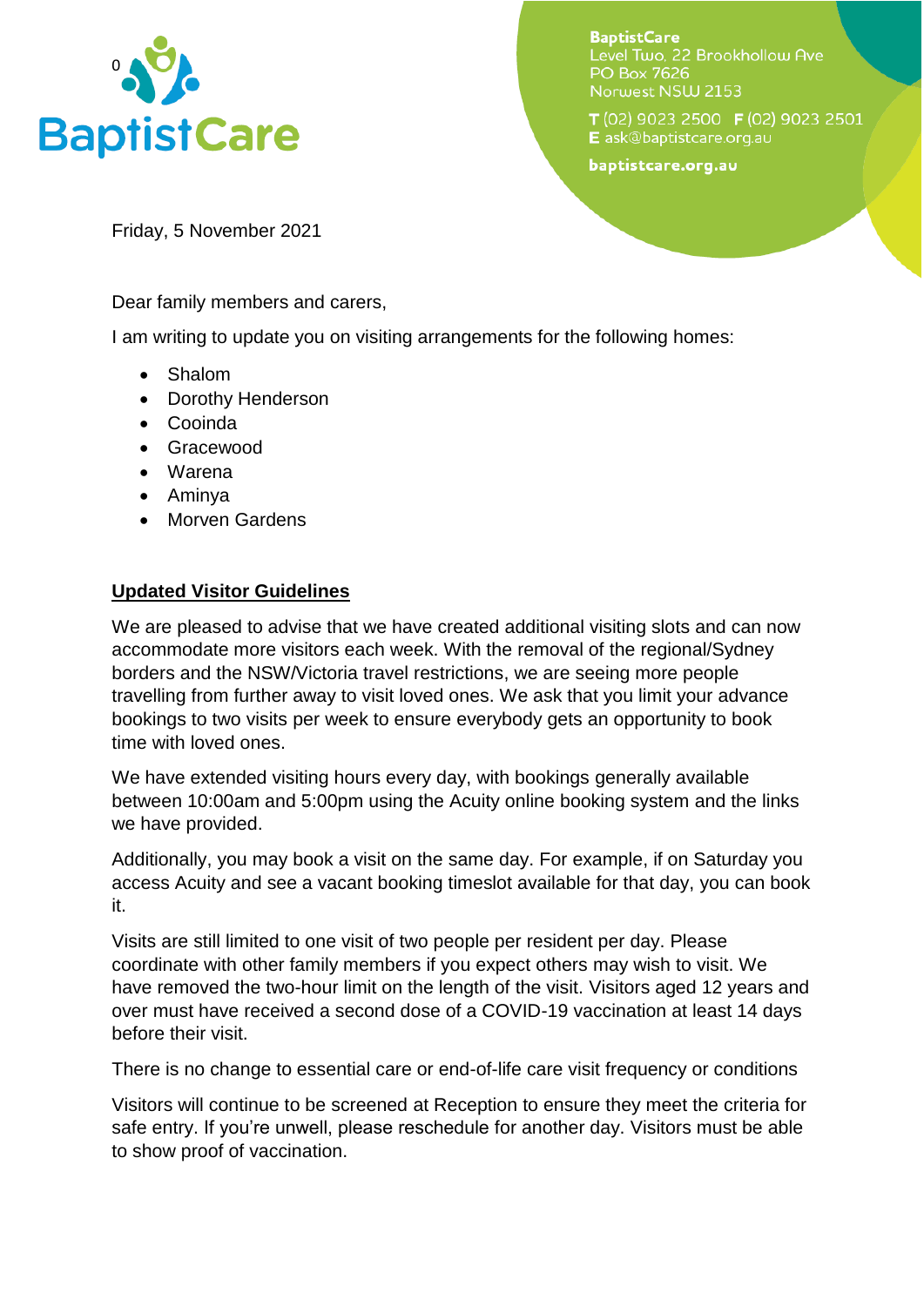BaptistCare

**BaptistCare**
Level Two, 22 Brookhollow Ave
PO Box 7626
Norwest NSW 2153

**T** (02) 9023 2500 **F** (02) 9023 2501
**E** ask@baptistcare.org.au

**baptistcare.org.au**

Friday, 5 November 2021

Dear family members and carers,

I am writing to update you on visiting arrangements for the following homes:

- Shalom
- Dorothy Henderson
- Cooinda
- Gracewood
- Warena
- Aminya
- Morven Gardens

## Updated Visitor Guidelines

We are pleased to advise that we have created additional visiting slots and can now accommodate more visitors each week. With the removal of the regional/Sydney borders and the NSW/Victoria travel restrictions, we are seeing more people travelling from further away to visit loved ones. We ask that you limit your advance bookings to two visits per week to ensure everybody gets an opportunity to book time with loved ones.

We have extended visiting hours every day, with bookings generally available between 10:00am and 5:00pm using the Acuity online booking system and the links we have provided.

Additionally, you may book a visit on the same day. For example, if on Saturday you access Acuity and see a vacant booking timeslot available for that day, you can book it.

Visits are still limited to one visit of two people per resident per day. Please coordinate with other family members if you expect others may wish to visit. We have removed the two-hour limit on the length of the visit. Visitors aged 12 years and over must have received a second dose of a COVID-19 vaccination at least 14 days before their visit.

There is no change to essential care or end-of-life care visit frequency or conditions

Visitors will continue to be screened at Reception to ensure they meet the criteria for safe entry. If you're unwell, please reschedule for another day. Visitors must be able to show proof of vaccination.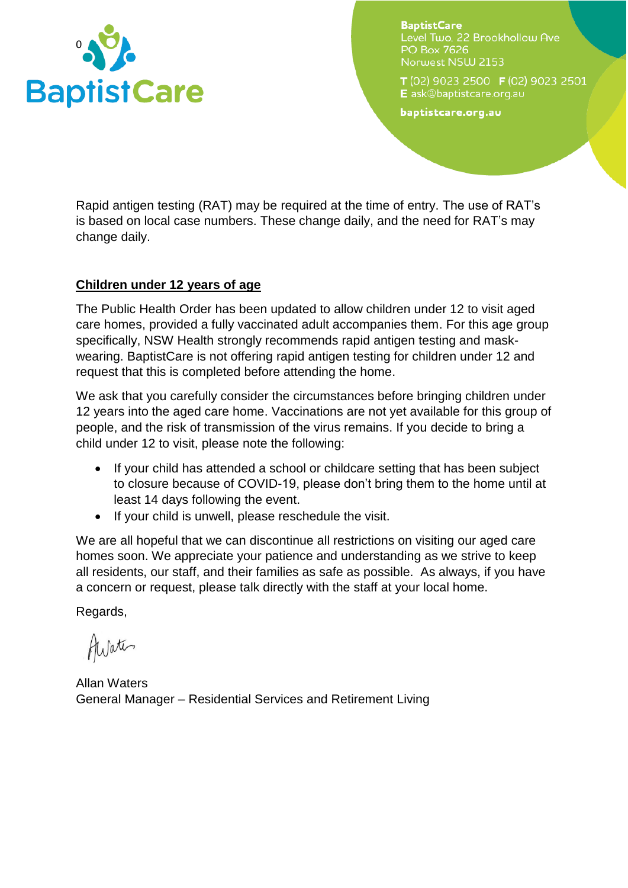BaptistCare
Level Two, 22 Brookhollow Ave
PO Box 7626
Norwest NSW 2153

T (02) 9023 2500 F (02) 9023 2501
E ask@baptistcare.org.au

baptistcare.org.au

Rapid antigen testing (RAT) may be required at the time of entry. The use of RAT's is based on local case numbers. These change daily, and the need for RAT's may change daily.

**Children under 12 years of age**

The Public Health Order has been updated to allow children under 12 to visit aged care homes, provided a fully vaccinated adult accompanies them. For this age group specifically, NSW Health strongly recommends rapid antigen testing and mask-wearing. BaptistCare is not offering rapid antigen testing for children under 12 and request that this is completed before attending the home.

We ask that you carefully consider the circumstances before bringing children under 12 years into the aged care home. Vaccinations are not yet available for this group of people, and the risk of transmission of the virus remains. If you decide to bring a child under 12 to visit, please note the following:

- If your child has attended a school or childcare setting that has been subject to closure because of COVID-19, please don't bring them to the home until at least 14 days following the event.
- If your child is unwell, please reschedule the visit.

We are all hopeful that we can discontinue all restrictions on visiting our aged care homes soon. We appreciate your patience and understanding as we strive to keep all residents, our staff, and their families as safe as possible. As always, if you have a concern or request, please talk directly with the staff at your local home.

Regards,

Allan Waters
General Manager – Residential Services and Retirement Living